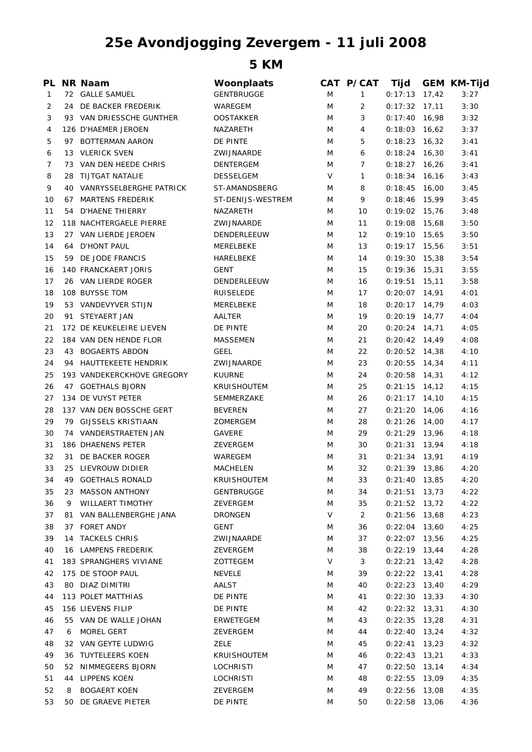# 25e Avondjogging Zevergem - 11 juli 2008

## 5 KM

| PL | NR | Naam | Woonplaats | CAT | P/CAT | Tijd | GEM | KM-Tijd |
|---|---|---|---|---|---|---|---|---|
| 1 | 72 | GALLE SAMUEL | GENTBRUGGE | M | 1 | 0:17:13 | 17,42 | 3:27 |
| 2 | 24 | DE BACKER FREDERIK | WAREGEM | M | 2 | 0:17:32 | 17,11 | 3:30 |
| 3 | 93 | VAN DRIESSCHE GUNTHER | OOSTAKKER | M | 3 | 0:17:40 | 16,98 | 3:32 |
| 4 | 126 | D'HAEMER JEROEN | NAZARETH | M | 4 | 0:18:03 | 16,62 | 3:37 |
| 5 | 97 | BOTTERMAN AARON | DE PINTE | M | 5 | 0:18:23 | 16,32 | 3:41 |
| 6 | 13 | VLERICK SVEN | ZWIJNAARDE | M | 6 | 0:18:24 | 16,30 | 3:41 |
| 7 | 73 | VAN DEN HEEDE CHRIS | DENTERGEM | M | 7 | 0:18:27 | 16,26 | 3:41 |
| 8 | 28 | TIJTGAT NATALIE | DESSELGEM | V | 1 | 0:18:34 | 16,16 | 3:43 |
| 9 | 40 | VANRYSSELBERGHE PATRICK | ST-AMANDSBERG | M | 8 | 0:18:45 | 16,00 | 3:45 |
| 10 | 67 | MARTENS FREDERIK | ST-DENIJS-WESTREM | M | 9 | 0:18:46 | 15,99 | 3:45 |
| 11 | 54 | D'HAENE THIERRY | NAZARETH | M | 10 | 0:19:02 | 15,76 | 3:48 |
| 12 | 118 | NACHTERGAELE PIERRE | ZWIJNAARDE | M | 11 | 0:19:08 | 15,68 | 3:50 |
| 13 | 27 | VAN LIERDE JEROEN | DENDERLEEUW | M | 12 | 0:19:10 | 15,65 | 3:50 |
| 14 | 64 | D'HONT PAUL | MERELBEKE | M | 13 | 0:19:17 | 15,56 | 3:51 |
| 15 | 59 | DE JODE FRANCIS | HARELBEKE | M | 14 | 0:19:30 | 15,38 | 3:54 |
| 16 | 140 | FRANCKAERT JORIS | GENT | M | 15 | 0:19:36 | 15,31 | 3:55 |
| 17 | 26 | VAN LIERDE ROGER | DENDERLEEUW | M | 16 | 0:19:51 | 15,11 | 3:58 |
| 18 | 108 | BUYSSE TOM | RUISELEDE | M | 17 | 0:20:07 | 14,91 | 4:01 |
| 19 | 53 | VANDEVYVER STIJN | MERELBEKE | M | 18 | 0:20:17 | 14,79 | 4:03 |
| 20 | 91 | STEYAERT JAN | AALTER | M | 19 | 0:20:19 | 14,77 | 4:04 |
| 21 | 172 | DE KEUKELEIRE LIEVEN | DE PINTE | M | 20 | 0:20:24 | 14,71 | 4:05 |
| 22 | 184 | VAN DEN HENDE FLOR | MASSEMEN | M | 21 | 0:20:42 | 14,49 | 4:08 |
| 23 | 43 | BOGAERTS ABDON | GEEL | M | 22 | 0:20:52 | 14,38 | 4:10 |
| 24 | 94 | HAUTTEKEETE HENDRIK | ZWIJNAARDE | M | 23 | 0:20:55 | 14,34 | 4:11 |
| 25 | 193 | VANDEKERCKHOVE GREGORY | KUURNE | M | 24 | 0:20:58 | 14,31 | 4:12 |
| 26 | 47 | GOETHALS BJORN | KRUISHOUTEM | M | 25 | 0:21:15 | 14,12 | 4:15 |
| 27 | 134 | DE VUYST PETER | SEMMERZAKE | M | 26 | 0:21:17 | 14,10 | 4:15 |
| 28 | 137 | VAN DEN BOSSCHE GERT | BEVEREN | M | 27 | 0:21:20 | 14,06 | 4:16 |
| 29 | 79 | GIJSSELS KRISTIAAN | ZOMERGEM | M | 28 | 0:21:26 | 14,00 | 4:17 |
| 30 | 74 | VANDERSTRAETEN JAN | GAVERE | M | 29 | 0:21:29 | 13,96 | 4:18 |
| 31 | 186 | DHAENENS PETER | ZEVERGEM | M | 30 | 0:21:31 | 13,94 | 4:18 |
| 32 | 31 | DE BACKER ROGER | WAREGEM | M | 31 | 0:21:34 | 13,91 | 4:19 |
| 33 | 25 | LIEVROUW DIDIER | MACHELEN | M | 32 | 0:21:39 | 13,86 | 4:20 |
| 34 | 49 | GOETHALS RONALD | KRUISHOUTEM | M | 33 | 0:21:40 | 13,85 | 4:20 |
| 35 | 23 | MASSON ANTHONY | GENTBRUGGE | M | 34 | 0:21:51 | 13,73 | 4:22 |
| 36 | 9 | WILLAERT TIMOTHY | ZEVERGEM | M | 35 | 0:21:52 | 13,72 | 4:22 |
| 37 | 81 | VAN BALLENBERGHE JANA | DRONGEN | V | 2 | 0:21:56 | 13,68 | 4:23 |
| 38 | 37 | FORET ANDY | GENT | M | 36 | 0:22:04 | 13,60 | 4:25 |
| 39 | 14 | TACKELS CHRIS | ZWIJNAARDE | M | 37 | 0:22:07 | 13,56 | 4:25 |
| 40 | 16 | LAMPENS FREDERIK | ZEVERGEM | M | 38 | 0:22:19 | 13,44 | 4:28 |
| 41 | 183 | SPRANGHERS VIVIANE | ZOTTEGEM | V | 3 | 0:22:21 | 13,42 | 4:28 |
| 42 | 175 | DE STOOP PAUL | NEVELE | M | 39 | 0:22:22 | 13,41 | 4:28 |
| 43 | 80 | DIAZ DIMITRI | AALST | M | 40 | 0:22:23 | 13,40 | 4:29 |
| 44 | 113 | POLET MATTHIAS | DE PINTE | M | 41 | 0:22:30 | 13,33 | 4:30 |
| 45 | 156 | LIEVENS FILIP | DE PINTE | M | 42 | 0:22:32 | 13,31 | 4:30 |
| 46 | 55 | VAN DE WALLE JOHAN | ERWETEGEM | M | 43 | 0:22:35 | 13,28 | 4:31 |
| 47 | 6 | MOREL GERT | ZEVERGEM | M | 44 | 0:22:40 | 13,24 | 4:32 |
| 48 | 32 | VAN GEYTE LUDWIG | ZELE | M | 45 | 0:22:41 | 13,23 | 4:32 |
| 49 | 36 | TUYTELEERS KOEN | KRUISHOUTEM | M | 46 | 0:22:43 | 13,21 | 4:33 |
| 50 | 52 | NIMMEGEERS BJORN | LOCHRISTI | M | 47 | 0:22:50 | 13,14 | 4:34 |
| 51 | 44 | LIPPENS KOEN | LOCHRISTI | M | 48 | 0:22:55 | 13,09 | 4:35 |
| 52 | 8 | BOGAERT KOEN | ZEVERGEM | M | 49 | 0:22:56 | 13,08 | 4:35 |
| 53 | 50 | DE GRAEVE PIETER | DE PINTE | M | 50 | 0:22:58 | 13,06 | 4:36 |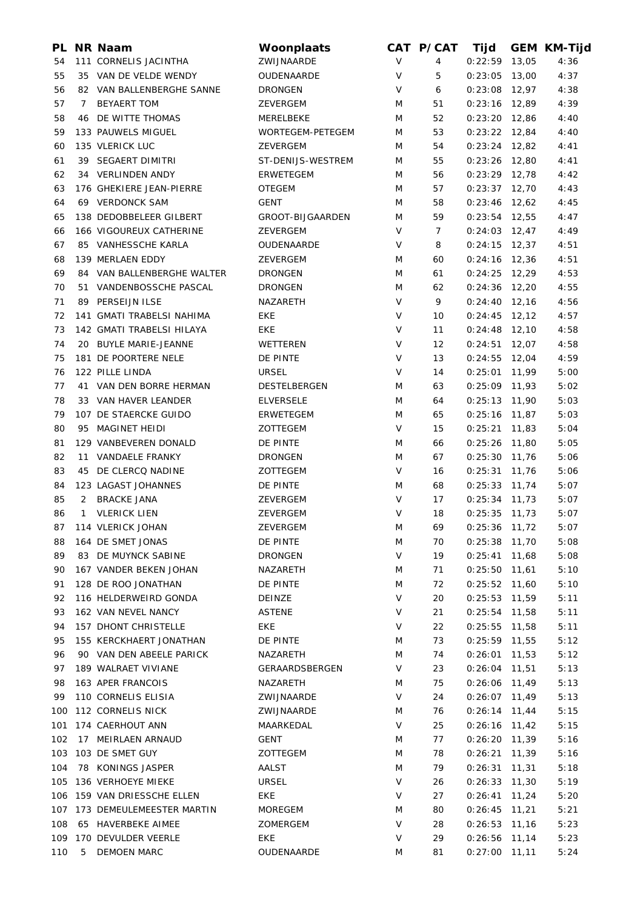| PL | NR | Naam | Woonplaats | CAT | P/CAT | Tijd | GEM | KM-Tijd |
|---|---|---|---|---|---|---|---|---|
| 54 | 111 | CORNELIS JACINTHA | ZWIJNAARDE | V | 4 | 0:22:59 | 13,05 | 4:36 |
| 55 | 35 | VAN DE VELDE WENDY | OUDENAARDE | V | 5 | 0:23:05 | 13,00 | 4:37 |
| 56 | 82 | VAN BALLENBERGHE SANNE | DRONGEN | V | 6 | 0:23:08 | 12,97 | 4:38 |
| 57 | 7 | BEYAERT TOM | ZEVERGEM | M | 51 | 0:23:16 | 12,89 | 4:39 |
| 58 | 46 | DE WITTE THOMAS | MERELBEKE | M | 52 | 0:23:20 | 12,86 | 4:40 |
| 59 | 133 | PAUWELS MIGUEL | WORTEGEM-PETEGEM | M | 53 | 0:23:22 | 12,84 | 4:40 |
| 60 | 135 | VLERICK LUC | ZEVERGEM | M | 54 | 0:23:24 | 12,82 | 4:41 |
| 61 | 39 | SEGAERT DIMITRI | ST-DENIJS-WESTREM | M | 55 | 0:23:26 | 12,80 | 4:41 |
| 62 | 34 | VERLINDEN ANDY | ERWETEGEM | M | 56 | 0:23:29 | 12,78 | 4:42 |
| 63 | 176 | GHEKIERE JEAN-PIERRE | OTEGEM | M | 57 | 0:23:37 | 12,70 | 4:43 |
| 64 | 69 | VERDONCK SAM | GENT | M | 58 | 0:23:46 | 12,62 | 4:45 |
| 65 | 138 | DEDOBBELEER GILBERT | GROOT-BIJGAARDEN | M | 59 | 0:23:54 | 12,55 | 4:47 |
| 66 | 166 | VIGOUREUX CATHERINE | ZEVERGEM | V | 7 | 0:24:03 | 12,47 | 4:49 |
| 67 | 85 | VANHESSCHE KARLA | OUDENAARDE | V | 8 | 0:24:15 | 12,37 | 4:51 |
| 68 | 139 | MERLAEN EDDY | ZEVERGEM | M | 60 | 0:24:16 | 12,36 | 4:51 |
| 69 | 84 | VAN BALLENBERGHE WALTER | DRONGEN | M | 61 | 0:24:25 | 12,29 | 4:53 |
| 70 | 51 | VANDENBOSSCHE PASCAL | DRONGEN | M | 62 | 0:24:36 | 12,20 | 4:55 |
| 71 | 89 | PERSEIJN ILSE | NAZARETH | V | 9 | 0:24:40 | 12,16 | 4:56 |
| 72 | 141 | GMATI TRABELSI NAHIMA | EKE | V | 10 | 0:24:45 | 12,12 | 4:57 |
| 73 | 142 | GMATI TRABELSI HILAYA | EKE | V | 11 | 0:24:48 | 12,10 | 4:58 |
| 74 | 20 | BUYLE MARIE-JEANNE | WETTEREN | V | 12 | 0:24:51 | 12,07 | 4:58 |
| 75 | 181 | DE POORTERE NELE | DE PINTE | V | 13 | 0:24:55 | 12,04 | 4:59 |
| 76 | 122 | PILLE LINDA | URSEL | V | 14 | 0:25:01 | 11,99 | 5:00 |
| 77 | 41 | VAN DEN BORRE HERMAN | DESTELBERGEN | M | 63 | 0:25:09 | 11,93 | 5:02 |
| 78 | 33 | VAN HAVER LEANDER | ELVERSELE | M | 64 | 0:25:13 | 11,90 | 5:03 |
| 79 | 107 | DE STAERCKE GUIDO | ERWETEGEM | M | 65 | 0:25:16 | 11,87 | 5:03 |
| 80 | 95 | MAGINET HEIDI | ZOTTEGEM | V | 15 | 0:25:21 | 11,83 | 5:04 |
| 81 | 129 | VANBEVEREN DONALD | DE PINTE | M | 66 | 0:25:26 | 11,80 | 5:05 |
| 82 | 11 | VANDAELE FRANKY | DRONGEN | M | 67 | 0:25:30 | 11,76 | 5:06 |
| 83 | 45 | DE CLERCQ NADINE | ZOTTEGEM | V | 16 | 0:25:31 | 11,76 | 5:06 |
| 84 | 123 | LAGAST JOHANNES | DE PINTE | M | 68 | 0:25:33 | 11,74 | 5:07 |
| 85 | 2 | BRACKE JANA | ZEVERGEM | V | 17 | 0:25:34 | 11,73 | 5:07 |
| 86 | 1 | VLERICK LIEN | ZEVERGEM | V | 18 | 0:25:35 | 11,73 | 5:07 |
| 87 | 114 | VLERICK JOHAN | ZEVERGEM | M | 69 | 0:25:36 | 11,72 | 5:07 |
| 88 | 164 | DE SMET JONAS | DE PINTE | M | 70 | 0:25:38 | 11,70 | 5:08 |
| 89 | 83 | DE MUYNCK SABINE | DRONGEN | V | 19 | 0:25:41 | 11,68 | 5:08 |
| 90 | 167 | VANDER BEKEN JOHAN | NAZARETH | M | 71 | 0:25:50 | 11,61 | 5:10 |
| 91 | 128 | DE ROO JONATHAN | DE PINTE | M | 72 | 0:25:52 | 11,60 | 5:10 |
| 92 | 116 | HELDERWEIRD GONDA | DEINZE | V | 20 | 0:25:53 | 11,59 | 5:11 |
| 93 | 162 | VAN NEVEL NANCY | ASTENE | V | 21 | 0:25:54 | 11,58 | 5:11 |
| 94 | 157 | DHONT CHRISTELLE | EKE | V | 22 | 0:25:55 | 11,58 | 5:11 |
| 95 | 155 | KERCKHAERT JONATHAN | DE PINTE | M | 73 | 0:25:59 | 11,55 | 5:12 |
| 96 | 90 | VAN DEN ABEELE PARICK | NAZARETH | M | 74 | 0:26:01 | 11,53 | 5:12 |
| 97 | 189 | WALRAET VIVIANE | GERAARDSBERGEN | V | 23 | 0:26:04 | 11,51 | 5:13 |
| 98 | 163 | APER FRANCOIS | NAZARETH | M | 75 | 0:26:06 | 11,49 | 5:13 |
| 99 | 110 | CORNELIS ELISIA | ZWIJNAARDE | V | 24 | 0:26:07 | 11,49 | 5:13 |
| 100 | 112 | CORNELIS NICK | ZWIJNAARDE | M | 76 | 0:26:14 | 11,44 | 5:15 |
| 101 | 174 | CAERHOUT ANN | MAARKEDAL | V | 25 | 0:26:16 | 11,42 | 5:15 |
| 102 | 17 | MEIRLAEN ARNAUD | GENT | M | 77 | 0:26:20 | 11,39 | 5:16 |
| 103 | 103 | DE SMET GUY | ZOTTEGEM | M | 78 | 0:26:21 | 11,39 | 5:16 |
| 104 | 78 | KONINGS JASPER | AALST | M | 79 | 0:26:31 | 11,31 | 5:18 |
| 105 | 136 | VERHOEYE MIEKE | URSEL | V | 26 | 0:26:33 | 11,30 | 5:19 |
| 106 | 159 | VAN DRIESSCHE ELLEN | EKE | V | 27 | 0:26:41 | 11,24 | 5:20 |
| 107 | 173 | DEMEULEMEESTER MARTIN | MOREGEM | M | 80 | 0:26:45 | 11,21 | 5:21 |
| 108 | 65 | HAVERBEKE AIMEE | ZOMERGEM | V | 28 | 0:26:53 | 11,16 | 5:23 |
| 109 | 170 | DEVULDER VEERLE | EKE | V | 29 | 0:26:56 | 11,14 | 5:23 |
| 110 | 5 | DEMOEN MARC | OUDENAARDE | M | 81 | 0:27:00 | 11,11 | 5:24 |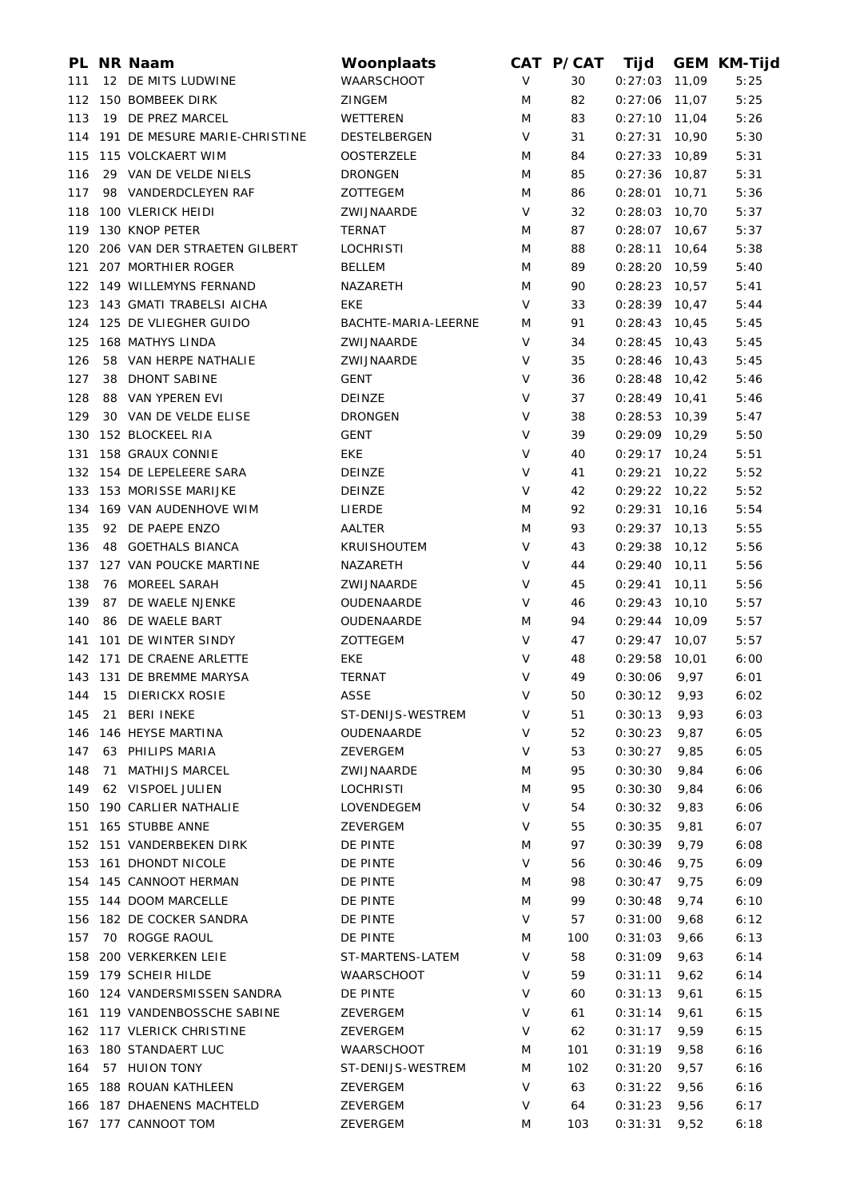| PL | NR | Naam | Woonplaats | CAT | P/CAT | Tijd | GEM | KM-Tijd |
|---|---|---|---|---|---|---|---|---|
| 111 | 12 | DE MITS LUDWINE | WAARSCHOOT | V | 30 | 0:27:03 | 11,09 | 5:25 |
| 112 | 150 | BOMBEEK DIRK | ZINGEM | M | 82 | 0:27:06 | 11,07 | 5:25 |
| 113 | 19 | DE PREZ MARCEL | WETTEREN | M | 83 | 0:27:10 | 11,04 | 5:26 |
| 114 | 191 | DE MESURE MARIE-CHRISTINE | DESTELBERGEN | V | 31 | 0:27:31 | 10,90 | 5:30 |
| 115 | 115 | VOLCKAERT WIM | OOSTERZELE | M | 84 | 0:27:33 | 10,89 | 5:31 |
| 116 | 29 | VAN DE VELDE NIELS | DRONGEN | M | 85 | 0:27:36 | 10,87 | 5:31 |
| 117 | 98 | VANDERDCLEYEN RAF | ZOTTEGEM | M | 86 | 0:28:01 | 10,71 | 5:36 |
| 118 | 100 | VLERICK HEIDI | ZWIJNAARDE | V | 32 | 0:28:03 | 10,70 | 5:37 |
| 119 | 130 | KNOP PETER | TERNAT | M | 87 | 0:28:07 | 10,67 | 5:37 |
| 120 | 206 | VAN DER STRAETEN GILBERT | LOCHRISTI | M | 88 | 0:28:11 | 10,64 | 5:38 |
| 121 | 207 | MORTHIER ROGER | BELLEM | M | 89 | 0:28:20 | 10,59 | 5:40 |
| 122 | 149 | WILLEMYNS FERNAND | NAZARETH | M | 90 | 0:28:23 | 10,57 | 5:41 |
| 123 | 143 | GMATI TRABELSI AICHA | EKE | V | 33 | 0:28:39 | 10,47 | 5:44 |
| 124 | 125 | DE VLIEGHER GUIDO | BACHTE-MARIA-LEERNE | M | 91 | 0:28:43 | 10,45 | 5:45 |
| 125 | 168 | MATHYS LINDA | ZWIJNAARDE | V | 34 | 0:28:45 | 10,43 | 5:45 |
| 126 | 58 | VAN HERPE NATHALIE | ZWIJNAARDE | V | 35 | 0:28:46 | 10,43 | 5:45 |
| 127 | 38 | DHONT SABINE | GENT | V | 36 | 0:28:48 | 10,42 | 5:46 |
| 128 | 88 | VAN YPEREN EVI | DEINZE | V | 37 | 0:28:49 | 10,41 | 5:46 |
| 129 | 30 | VAN DE VELDE ELISE | DRONGEN | V | 38 | 0:28:53 | 10,39 | 5:47 |
| 130 | 152 | BLOCKEEL RIA | GENT | V | 39 | 0:29:09 | 10,29 | 5:50 |
| 131 | 158 | GRAUX CONNIE | EKE | V | 40 | 0:29:17 | 10,24 | 5:51 |
| 132 | 154 | DE LEPELEERE SARA | DEINZE | V | 41 | 0:29:21 | 10,22 | 5:52 |
| 133 | 153 | MORISSE MARIJKE | DEINZE | V | 42 | 0:29:22 | 10,22 | 5:52 |
| 134 | 169 | VAN AUDENHOVE WIM | LIERDE | M | 92 | 0:29:31 | 10,16 | 5:54 |
| 135 | 92 | DE PAEPE ENZO | AALTER | M | 93 | 0:29:37 | 10,13 | 5:55 |
| 136 | 48 | GOETHALS BIANCA | KRUISHOUTEM | V | 43 | 0:29:38 | 10,12 | 5:56 |
| 137 | 127 | VAN POUCKE MARTINE | NAZARETH | V | 44 | 0:29:40 | 10,11 | 5:56 |
| 138 | 76 | MOREEL SARAH | ZWIJNAARDE | V | 45 | 0:29:41 | 10,11 | 5:56 |
| 139 | 87 | DE WAELE NJENKE | OUDENAARDE | V | 46 | 0:29:43 | 10,10 | 5:57 |
| 140 | 86 | DE WAELE BART | OUDENAARDE | M | 94 | 0:29:44 | 10,09 | 5:57 |
| 141 | 101 | DE WINTER SINDY | ZOTTEGEM | V | 47 | 0:29:47 | 10,07 | 5:57 |
| 142 | 171 | DE CRAENE ARLETTE | EKE | V | 48 | 0:29:58 | 10,01 | 6:00 |
| 143 | 131 | DE BREMME MARYSA | TERNAT | V | 49 | 0:30:06 | 9,97 | 6:01 |
| 144 | 15 | DIERICKX ROSIE | ASSE | V | 50 | 0:30:12 | 9,93 | 6:02 |
| 145 | 21 | BERI INEKE | ST-DENIJS-WESTREM | V | 51 | 0:30:13 | 9,93 | 6:03 |
| 146 | 146 | HEYSE MARTINA | OUDENAARDE | V | 52 | 0:30:23 | 9,87 | 6:05 |
| 147 | 63 | PHILIPS MARIA | ZEVERGEM | V | 53 | 0:30:27 | 9,85 | 6:05 |
| 148 | 71 | MATHIJS MARCEL | ZWIJNAARDE | M | 95 | 0:30:30 | 9,84 | 6:06 |
| 149 | 62 | VISPOEL JULIEN | LOCHRISTI | M | 95 | 0:30:30 | 9,84 | 6:06 |
| 150 | 190 | CARLIER NATHALIE | LOVENDEGEM | V | 54 | 0:30:32 | 9,83 | 6:06 |
| 151 | 165 | STUBBE ANNE | ZEVERGEM | V | 55 | 0:30:35 | 9,81 | 6:07 |
| 152 | 151 | VANDERBEKEN DIRK | DE PINTE | M | 97 | 0:30:39 | 9,79 | 6:08 |
| 153 | 161 | DHONDT NICOLE | DE PINTE | V | 56 | 0:30:46 | 9,75 | 6:09 |
| 154 | 145 | CANNOOT HERMAN | DE PINTE | M | 98 | 0:30:47 | 9,75 | 6:09 |
| 155 | 144 | DOOM MARCELLE | DE PINTE | M | 99 | 0:30:48 | 9,74 | 6:10 |
| 156 | 182 | DE COCKER SANDRA | DE PINTE | V | 57 | 0:31:00 | 9,68 | 6:12 |
| 157 | 70 | ROGGE RAOUL | DE PINTE | M | 100 | 0:31:03 | 9,66 | 6:13 |
| 158 | 200 | VERKERKEN LEIE | ST-MARTENS-LATEM | V | 58 | 0:31:09 | 9,63 | 6:14 |
| 159 | 179 | SCHEIR HILDE | WAARSCHOOT | V | 59 | 0:31:11 | 9,62 | 6:14 |
| 160 | 124 | VANDERSMISSEN SANDRA | DE PINTE | V | 60 | 0:31:13 | 9,61 | 6:15 |
| 161 | 119 | VANDENBOSSCHE SABINE | ZEVERGEM | V | 61 | 0:31:14 | 9,61 | 6:15 |
| 162 | 117 | VLERICK CHRISTINE | ZEVERGEM | V | 62 | 0:31:17 | 9,59 | 6:15 |
| 163 | 180 | STANDAERT LUC | WAARSCHOOT | M | 101 | 0:31:19 | 9,58 | 6:16 |
| 164 | 57 | HUION TONY | ST-DENIJS-WESTREM | M | 102 | 0:31:20 | 9,57 | 6:16 |
| 165 | 188 | ROUAN KATHLEEN | ZEVERGEM | V | 63 | 0:31:22 | 9,56 | 6:16 |
| 166 | 187 | DHAENENS MACHTELD | ZEVERGEM | V | 64 | 0:31:23 | 9,56 | 6:17 |
| 167 | 177 | CANNOOT TOM | ZEVERGEM | M | 103 | 0:31:31 | 9,52 | 6:18 |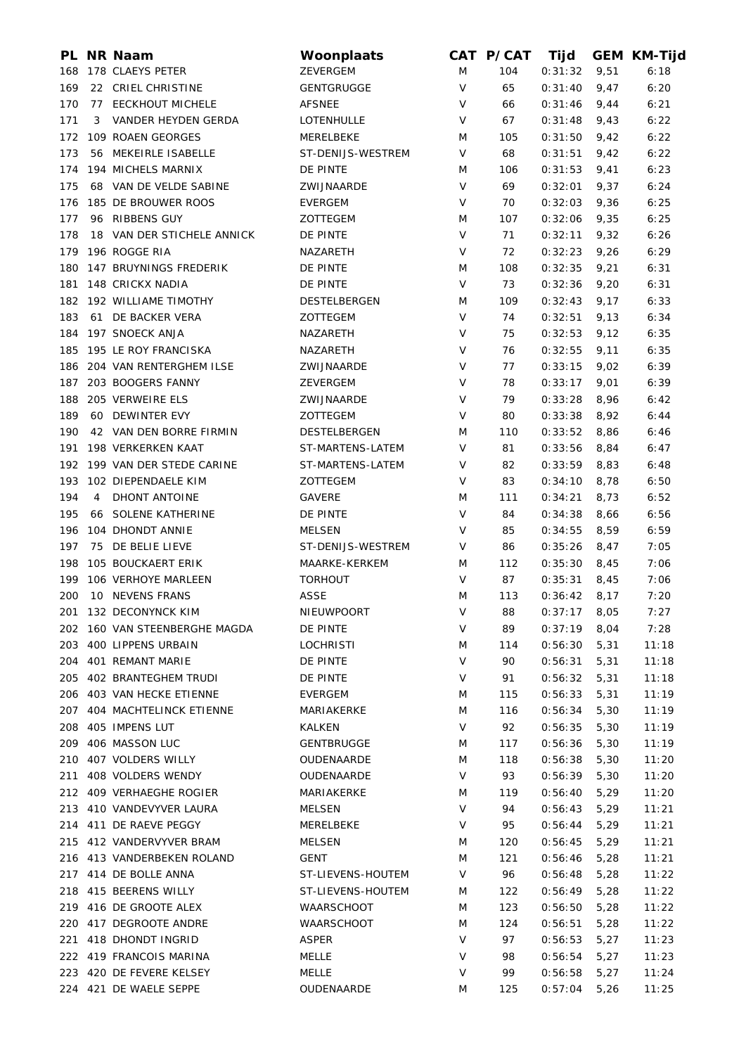| PL | NR | Naam | Woonplaats | CAT | P/CAT | Tijd | GEM | KM-Tijd |
|---|---|---|---|---|---|---|---|---|
| 168 | 178 | CLAEYS PETER | ZEVERGEM | M | 104 | 0:31:32 | 9,51 | 6:18 |
| 169 | 22 | CRIEL CHRISTINE | GENTGRUGGE | V | 65 | 0:31:40 | 9,47 | 6:20 |
| 170 | 77 | EECKHOUT MICHELE | AFSNEE | V | 66 | 0:31:46 | 9,44 | 6:21 |
| 171 | 3 | VANDER HEYDEN GERDA | LOTENHULLE | V | 67 | 0:31:48 | 9,43 | 6:22 |
| 172 | 109 | ROAEN GEORGES | MERELBEKE | M | 105 | 0:31:50 | 9,42 | 6:22 |
| 173 | 56 | MEKEIRLE ISABELLE | ST-DENIJS-WESTREM | V | 68 | 0:31:51 | 9,42 | 6:22 |
| 174 | 194 | MICHELS MARNIX | DE PINTE | M | 106 | 0:31:53 | 9,41 | 6:23 |
| 175 | 68 | VAN DE VELDE SABINE | ZWIJNAARDE | V | 69 | 0:32:01 | 9,37 | 6:24 |
| 176 | 185 | DE BROUWER ROOS | EVERGEM | V | 70 | 0:32:03 | 9,36 | 6:25 |
| 177 | 96 | RIBBENS GUY | ZOTTEGEM | M | 107 | 0:32:06 | 9,35 | 6:25 |
| 178 | 18 | VAN DER STICHELE ANNICK | DE PINTE | V | 71 | 0:32:11 | 9,32 | 6:26 |
| 179 | 196 | ROGGE RIA | NAZARETH | V | 72 | 0:32:23 | 9,26 | 6:29 |
| 180 | 147 | BRUYNINGS FREDERIK | DE PINTE | M | 108 | 0:32:35 | 9,21 | 6:31 |
| 181 | 148 | CRICKX NADIA | DE PINTE | V | 73 | 0:32:36 | 9,20 | 6:31 |
| 182 | 192 | WILLIAME TIMOTHY | DESTELBERGEN | M | 109 | 0:32:43 | 9,17 | 6:33 |
| 183 | 61 | DE BACKER VERA | ZOTTEGEM | V | 74 | 0:32:51 | 9,13 | 6:34 |
| 184 | 197 | SNOECK ANJA | NAZARETH | V | 75 | 0:32:53 | 9,12 | 6:35 |
| 185 | 195 | LE ROY FRANCISKA | NAZARETH | V | 76 | 0:32:55 | 9,11 | 6:35 |
| 186 | 204 | VAN RENTERGHEM ILSE | ZWIJNAARDE | V | 77 | 0:33:15 | 9,02 | 6:39 |
| 187 | 203 | BOOGERS FANNY | ZEVERGEM | V | 78 | 0:33:17 | 9,01 | 6:39 |
| 188 | 205 | VERWEIRE ELS | ZWIJNAARDE | V | 79 | 0:33:28 | 8,96 | 6:42 |
| 189 | 60 | DEWINTER EVY | ZOTTEGEM | V | 80 | 0:33:38 | 8,92 | 6:44 |
| 190 | 42 | VAN DEN BORRE FIRMIN | DESTELBERGEN | M | 110 | 0:33:52 | 8,86 | 6:46 |
| 191 | 198 | VERKERKEN KAAT | ST-MARTENS-LATEM | V | 81 | 0:33:56 | 8,84 | 6:47 |
| 192 | 199 | VAN DER STEDE CARINE | ST-MARTENS-LATEM | V | 82 | 0:33:59 | 8,83 | 6:48 |
| 193 | 102 | DIEPENDAELE KIM | ZOTTEGEM | V | 83 | 0:34:10 | 8,78 | 6:50 |
| 194 | 4 | DHONT ANTOINE | GAVERE | M | 111 | 0:34:21 | 8,73 | 6:52 |
| 195 | 66 | SOLENE KATHERINE | DE PINTE | V | 84 | 0:34:38 | 8,66 | 6:56 |
| 196 | 104 | DHONDT ANNIE | MELSEN | V | 85 | 0:34:55 | 8,59 | 6:59 |
| 197 | 75 | DE BELIE LIEVE | ST-DENIJS-WESTREM | V | 86 | 0:35:26 | 8,47 | 7:05 |
| 198 | 105 | BOUCKAERT ERIK | MAARKE-KERKEM | M | 112 | 0:35:30 | 8,45 | 7:06 |
| 199 | 106 | VERHOYE MARLEEN | TORHOUT | V | 87 | 0:35:31 | 8,45 | 7:06 |
| 200 | 10 | NEVENS FRANS | ASSE | M | 113 | 0:36:42 | 8,17 | 7:20 |
| 201 | 132 | DECONYNCK KIM | NIEUWPOORT | V | 88 | 0:37:17 | 8,05 | 7:27 |
| 202 | 160 | VAN STEENBERGHE MAGDA | DE PINTE | V | 89 | 0:37:19 | 8,04 | 7:28 |
| 203 | 400 | LIPPENS URBAIN | LOCHRISTI | M | 114 | 0:56:30 | 5,31 | 11:18 |
| 204 | 401 | REMANT MARIE | DE PINTE | V | 90 | 0:56:31 | 5,31 | 11:18 |
| 205 | 402 | BRANTEGHEM TRUDI | DE PINTE | V | 91 | 0:56:32 | 5,31 | 11:18 |
| 206 | 403 | VAN HECKE ETIENNE | EVERGEM | M | 115 | 0:56:33 | 5,31 | 11:19 |
| 207 | 404 | MACHTELINCK ETIENNE | MARIAKERKE | M | 116 | 0:56:34 | 5,30 | 11:19 |
| 208 | 405 | IMPENS LUT | KALKEN | V | 92 | 0:56:35 | 5,30 | 11:19 |
| 209 | 406 | MASSON LUC | GENTBRUGGE | M | 117 | 0:56:36 | 5,30 | 11:19 |
| 210 | 407 | VOLDERS WILLY | OUDENAARDE | M | 118 | 0:56:38 | 5,30 | 11:20 |
| 211 | 408 | VOLDERS WENDY | OUDENAARDE | V | 93 | 0:56:39 | 5,30 | 11:20 |
| 212 | 409 | VERHAEGHE ROGIER | MARIAKERKE | M | 119 | 0:56:40 | 5,29 | 11:20 |
| 213 | 410 | VANDEVYVER LAURA | MELSEN | V | 94 | 0:56:43 | 5,29 | 11:21 |
| 214 | 411 | DE RAEVE PEGGY | MERELBEKE | V | 95 | 0:56:44 | 5,29 | 11:21 |
| 215 | 412 | VANDERVYVER BRAM | MELSEN | M | 120 | 0:56:45 | 5,29 | 11:21 |
| 216 | 413 | VANDERBEKEN ROLAND | GENT | M | 121 | 0:56:46 | 5,28 | 11:21 |
| 217 | 414 | DE BOLLE ANNA | ST-LIEVENS-HOUTEM | V | 96 | 0:56:48 | 5,28 | 11:22 |
| 218 | 415 | BEERENS WILLY | ST-LIEVENS-HOUTEM | M | 122 | 0:56:49 | 5,28 | 11:22 |
| 219 | 416 | DE GROOTE ALEX | WAARSCHOOT | M | 123 | 0:56:50 | 5,28 | 11:22 |
| 220 | 417 | DEGROOTE ANDRE | WAARSCHOOT | M | 124 | 0:56:51 | 5,28 | 11:22 |
| 221 | 418 | DHONDT INGRID | ASPER | V | 97 | 0:56:53 | 5,27 | 11:23 |
| 222 | 419 | FRANCOIS MARINA | MELLE | V | 98 | 0:56:54 | 5,27 | 11:23 |
| 223 | 420 | DE FEVERE KELSEY | MELLE | V | 99 | 0:56:58 | 5,27 | 11:24 |
| 224 | 421 | DE WAELE SEPPE | OUDENAARDE | M | 125 | 0:57:04 | 5,26 | 11:25 |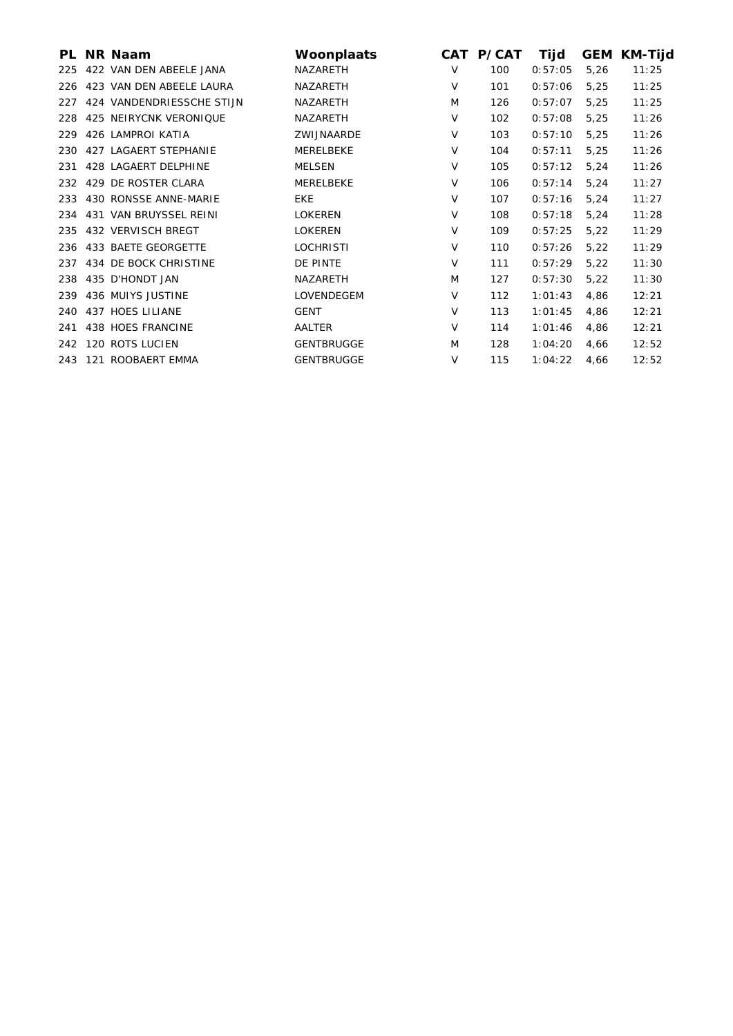| PL | NR | Naam | Woonplaats | CAT | P/CAT | Tijd | GEM | KM-Tijd |
|---|---|---|---|---|---|---|---|---|
| 225 | 422 | VAN DEN ABEELE JANA | NAZARETH | V | 100 | 0:57:05 | 5,26 | 11:25 |
| 226 | 423 | VAN DEN ABEELE LAURA | NAZARETH | V | 101 | 0:57:06 | 5,25 | 11:25 |
| 227 | 424 | VANDENDRIESSCHE STIJN | NAZARETH | M | 126 | 0:57:07 | 5,25 | 11:25 |
| 228 | 425 | NEIRYCNK VERONIQUE | NAZARETH | V | 102 | 0:57:08 | 5,25 | 11:26 |
| 229 | 426 | LAMPROI KATIA | ZWIJNAARDE | V | 103 | 0:57:10 | 5,25 | 11:26 |
| 230 | 427 | LAGAERT STEPHANIE | MERELBEKE | V | 104 | 0:57:11 | 5,25 | 11:26 |
| 231 | 428 | LAGAERT DELPHINE | MELSEN | V | 105 | 0:57:12 | 5,24 | 11:26 |
| 232 | 429 | DE ROSTER CLARA | MERELBEKE | V | 106 | 0:57:14 | 5,24 | 11:27 |
| 233 | 430 | RONSSE ANNE-MARIE | EKE | V | 107 | 0:57:16 | 5,24 | 11:27 |
| 234 | 431 | VAN BRUYSSEL REINI | LOKEREN | V | 108 | 0:57:18 | 5,24 | 11:28 |
| 235 | 432 | VERVISCH BREGT | LOKEREN | V | 109 | 0:57:25 | 5,22 | 11:29 |
| 236 | 433 | BAETE GEORGETTE | LOCHRISTI | V | 110 | 0:57:26 | 5,22 | 11:29 |
| 237 | 434 | DE BOCK CHRISTINE | DE PINTE | V | 111 | 0:57:29 | 5,22 | 11:30 |
| 238 | 435 | D'HONDT JAN | NAZARETH | M | 127 | 0:57:30 | 5,22 | 11:30 |
| 239 | 436 | MUIYS JUSTINE | LOVENDEGEM | V | 112 | 1:01:43 | 4,86 | 12:21 |
| 240 | 437 | HOES LILIANE | GENT | V | 113 | 1:01:45 | 4,86 | 12:21 |
| 241 | 438 | HOES FRANCINE | AALTER | V | 114 | 1:01:46 | 4,86 | 12:21 |
| 242 | 120 | ROTS LUCIEN | GENTBRUGGE | M | 128 | 1:04:20 | 4,66 | 12:52 |
| 243 | 121 | ROOBAERT EMMA | GENTBRUGGE | V | 115 | 1:04:22 | 4,66 | 12:52 |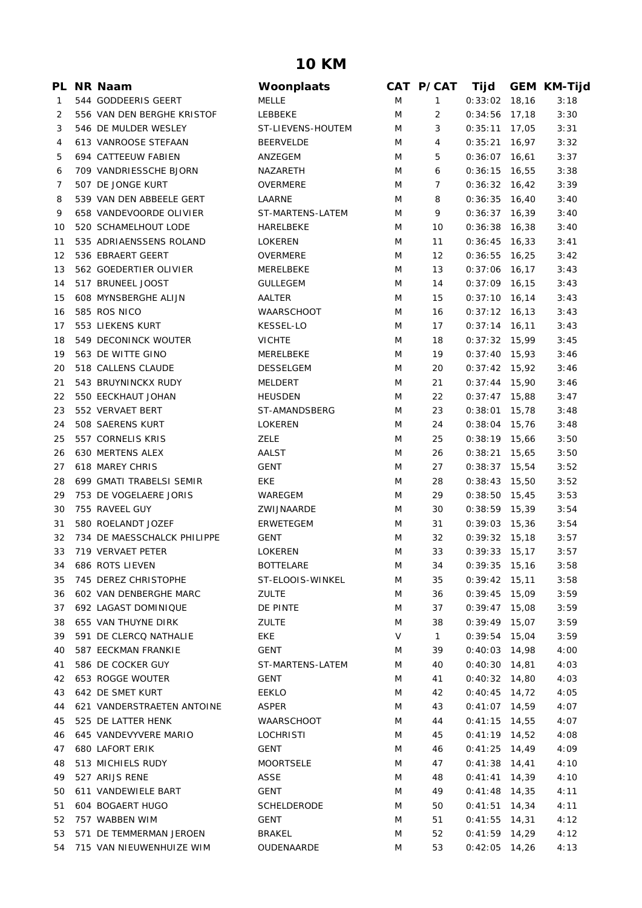# 10 KM

| PL | NR | Naam | Woonplaats | CAT | P/CAT | Tijd | GEM | KM-Tijd |
|---|---|---|---|---|---|---|---|---|
| 1 | 544 | GODDEERIS GEERT | MELLE | M | 1 | 0:33:02 | 18,16 | 3:18 |
| 2 | 556 | VAN DEN BERGHE KRISTOF | LEBBEKE | M | 2 | 0:34:56 | 17,18 | 3:30 |
| 3 | 546 | DE MULDER WESLEY | ST-LIEVENS-HOUTEM | M | 3 | 0:35:11 | 17,05 | 3:31 |
| 4 | 613 | VANROOSE STEFAAN | BEERVELDE | M | 4 | 0:35:21 | 16,97 | 3:32 |
| 5 | 694 | CATTEEUW FABIEN | ANZEGEM | M | 5 | 0:36:07 | 16,61 | 3:37 |
| 6 | 709 | VANDRIESSCHE BJORN | NAZARETH | M | 6 | 0:36:15 | 16,55 | 3:38 |
| 7 | 507 | DE JONGE KURT | OVERMERE | M | 7 | 0:36:32 | 16,42 | 3:39 |
| 8 | 539 | VAN DEN ABBEELE GERT | LAARNE | M | 8 | 0:36:35 | 16,40 | 3:40 |
| 9 | 658 | VANDEVOORDE OLIVIER | ST-MARTENS-LATEM | M | 9 | 0:36:37 | 16,39 | 3:40 |
| 10 | 520 | SCHAMELHOUT LODE | HARELBEKE | M | 10 | 0:36:38 | 16,38 | 3:40 |
| 11 | 535 | ADRIAENSSENS ROLAND | LOKEREN | M | 11 | 0:36:45 | 16,33 | 3:41 |
| 12 | 536 | EBRAERT GEERT | OVERMERE | M | 12 | 0:36:55 | 16,25 | 3:42 |
| 13 | 562 | GOEDERTIER OLIVIER | MERELBEKE | M | 13 | 0:37:06 | 16,17 | 3:43 |
| 14 | 517 | BRUNEEL JOOST | GULLEGEM | M | 14 | 0:37:09 | 16,15 | 3:43 |
| 15 | 608 | MYNSBERGHE ALIJN | AALTER | M | 15 | 0:37:10 | 16,14 | 3:43 |
| 16 | 585 | ROS NICO | WAARSCHOOT | M | 16 | 0:37:12 | 16,13 | 3:43 |
| 17 | 553 | LIEKENS KURT | KESSEL-LO | M | 17 | 0:37:14 | 16,11 | 3:43 |
| 18 | 549 | DECONINCK WOUTER | VICHTE | M | 18 | 0:37:32 | 15,99 | 3:45 |
| 19 | 563 | DE WITTE GINO | MERELBEKE | M | 19 | 0:37:40 | 15,93 | 3:46 |
| 20 | 518 | CALLENS CLAUDE | DESSELGEM | M | 20 | 0:37:42 | 15,92 | 3:46 |
| 21 | 543 | BRUYNINCKX RUDY | MELDERT | M | 21 | 0:37:44 | 15,90 | 3:46 |
| 22 | 550 | EECKHAUT JOHAN | HEUSDEN | M | 22 | 0:37:47 | 15,88 | 3:47 |
| 23 | 552 | VERVAET BERT | ST-AMANDSBERG | M | 23 | 0:38:01 | 15,78 | 3:48 |
| 24 | 508 | SAERENS KURT | LOKEREN | M | 24 | 0:38:04 | 15,76 | 3:48 |
| 25 | 557 | CORNELIS KRIS | ZELE | M | 25 | 0:38:19 | 15,66 | 3:50 |
| 26 | 630 | MERTENS ALEX | AALST | M | 26 | 0:38:21 | 15,65 | 3:50 |
| 27 | 618 | MAREY CHRIS | GENT | M | 27 | 0:38:37 | 15,54 | 3:52 |
| 28 | 699 | GMATI TRABELSI SEMIR | EKE | M | 28 | 0:38:43 | 15,50 | 3:52 |
| 29 | 753 | DE VOGELAERE JORIS | WAREGEM | M | 29 | 0:38:50 | 15,45 | 3:53 |
| 30 | 755 | RAVEEL GUY | ZWIJNAARDE | M | 30 | 0:38:59 | 15,39 | 3:54 |
| 31 | 580 | ROELANDT JOZEF | ERWETEGEM | M | 31 | 0:39:03 | 15,36 | 3:54 |
| 32 | 734 | DE MAESSCHALCK PHILIPPE | GENT | M | 32 | 0:39:32 | 15,18 | 3:57 |
| 33 | 719 | VERVAET PETER | LOKEREN | M | 33 | 0:39:33 | 15,17 | 3:57 |
| 34 | 686 | ROTS LIEVEN | BOTTELARE | M | 34 | 0:39:35 | 15,16 | 3:58 |
| 35 | 745 | DEREZ CHRISTOPHE | ST-ELOOIS-WINKEL | M | 35 | 0:39:42 | 15,11 | 3:58 |
| 36 | 602 | VAN DENBERGHE MARC | ZULTE | M | 36 | 0:39:45 | 15,09 | 3:59 |
| 37 | 692 | LAGAST DOMINIQUE | DE PINTE | M | 37 | 0:39:47 | 15,08 | 3:59 |
| 38 | 655 | VAN THUYNE DIRK | ZULTE | M | 38 | 0:39:49 | 15,07 | 3:59 |
| 39 | 591 | DE CLERCQ NATHALIE | EKE | V | 1 | 0:39:54 | 15,04 | 3:59 |
| 40 | 587 | EECKMAN FRANKIE | GENT | M | 39 | 0:40:03 | 14,98 | 4:00 |
| 41 | 586 | DE COCKER GUY | ST-MARTENS-LATEM | M | 40 | 0:40:30 | 14,81 | 4:03 |
| 42 | 653 | ROGGE WOUTER | GENT | M | 41 | 0:40:32 | 14,80 | 4:03 |
| 43 | 642 | DE SMET KURT | EEKLO | M | 42 | 0:40:45 | 14,72 | 4:05 |
| 44 | 621 | VANDERSTRAETEN ANTOINE | ASPER | M | 43 | 0:41:07 | 14,59 | 4:07 |
| 45 | 525 | DE LATTER HENK | WAARSCHOOT | M | 44 | 0:41:15 | 14,55 | 4:07 |
| 46 | 645 | VANDEVYVERE MARIO | LOCHRISTI | M | 45 | 0:41:19 | 14,52 | 4:08 |
| 47 | 680 | LAFORT ERIK | GENT | M | 46 | 0:41:25 | 14,49 | 4:09 |
| 48 | 513 | MICHIELS RUDY | MOORTSELE | M | 47 | 0:41:38 | 14,41 | 4:10 |
| 49 | 527 | ARIJS RENE | ASSE | M | 48 | 0:41:41 | 14,39 | 4:10 |
| 50 | 611 | VANDEWIELE BART | GENT | M | 49 | 0:41:48 | 14,35 | 4:11 |
| 51 | 604 | BOGAERT HUGO | SCHELDERODE | M | 50 | 0:41:51 | 14,34 | 4:11 |
| 52 | 757 | WABBEN WIM | GENT | M | 51 | 0:41:55 | 14,31 | 4:12 |
| 53 | 571 | DE TEMMERMAN JEROEN | BRAKEL | M | 52 | 0:41:59 | 14,29 | 4:12 |
| 54 | 715 | VAN NIEUWENHUIZE WIM | OUDENAARDE | M | 53 | 0:42:05 | 14,26 | 4:13 |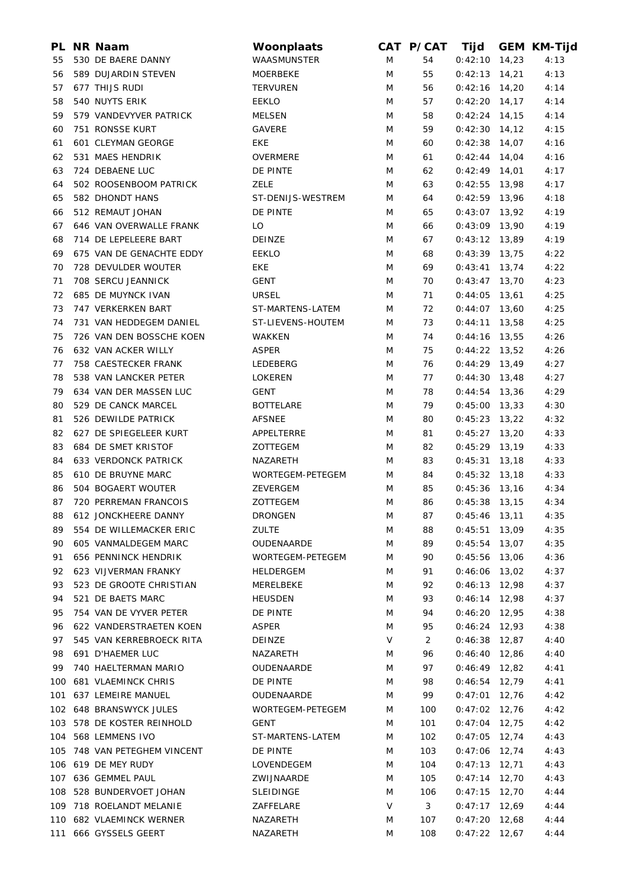| PL | NR | Naam | Woonplaats | CAT | P/CAT | Tijd | GEM | KM-Tijd |
|---|---|---|---|---|---|---|---|---|
| 55 | 530 | DE BAERE DANNY | WAASMUNSTER | M | 54 | 0:42:10 | 14,23 | 4:13 |
| 56 | 589 | DUJARDIN STEVEN | MOERBEKE | M | 55 | 0:42:13 | 14,21 | 4:13 |
| 57 | 677 | THIJS RUDI | TERVUREN | M | 56 | 0:42:16 | 14,20 | 4:14 |
| 58 | 540 | NUYTS ERIK | EEKLO | M | 57 | 0:42:20 | 14,17 | 4:14 |
| 59 | 579 | VANDEVYVER PATRICK | MELSEN | M | 58 | 0:42:24 | 14,15 | 4:14 |
| 60 | 751 | RONSSE KURT | GAVERE | M | 59 | 0:42:30 | 14,12 | 4:15 |
| 61 | 601 | CLEYMAN GEORGE | EKE | M | 60 | 0:42:38 | 14,07 | 4:16 |
| 62 | 531 | MAES HENDRIK | OVERMERE | M | 61 | 0:42:44 | 14,04 | 4:16 |
| 63 | 724 | DEBAENE LUC | DE PINTE | M | 62 | 0:42:49 | 14,01 | 4:17 |
| 64 | 502 | ROOSENBOOM PATRICK | ZELE | M | 63 | 0:42:55 | 13,98 | 4:17 |
| 65 | 582 | DHONDT HANS | ST-DENIJS-WESTREM | M | 64 | 0:42:59 | 13,96 | 4:18 |
| 66 | 512 | REMAUT JOHAN | DE PINTE | M | 65 | 0:43:07 | 13,92 | 4:19 |
| 67 | 646 | VAN OVERWALLE FRANK | LO | M | 66 | 0:43:09 | 13,90 | 4:19 |
| 68 | 714 | DE LEPELEERE BART | DEINZE | M | 67 | 0:43:12 | 13,89 | 4:19 |
| 69 | 675 | VAN DE GENACHTE EDDY | EEKLO | M | 68 | 0:43:39 | 13,75 | 4:22 |
| 70 | 728 | DEVULDER WOUTER | EKE | M | 69 | 0:43:41 | 13,74 | 4:22 |
| 71 | 708 | SERCU JEANNICK | GENT | M | 70 | 0:43:47 | 13,70 | 4:23 |
| 72 | 685 | DE MUYNCK IVAN | URSEL | M | 71 | 0:44:05 | 13,61 | 4:25 |
| 73 | 747 | VERKERKEN BART | ST-MARTENS-LATEM | M | 72 | 0:44:07 | 13,60 | 4:25 |
| 74 | 731 | VAN HEDDEGEM DANIEL | ST-LIEVENS-HOUTEM | M | 73 | 0:44:11 | 13,58 | 4:25 |
| 75 | 726 | VAN DEN BOSSCHE KOEN | WAKKEN | M | 74 | 0:44:16 | 13,55 | 4:26 |
| 76 | 632 | VAN ACKER WILLY | ASPER | M | 75 | 0:44:22 | 13,52 | 4:26 |
| 77 | 758 | CAESTECKER FRANK | LEDEBERG | M | 76 | 0:44:29 | 13,49 | 4:27 |
| 78 | 538 | VAN LANCKER PETER | LOKEREN | M | 77 | 0:44:30 | 13,48 | 4:27 |
| 79 | 634 | VAN DER MASSEN LUC | GENT | M | 78 | 0:44:54 | 13,36 | 4:29 |
| 80 | 529 | DE CANCK MARCEL | BOTTELARE | M | 79 | 0:45:00 | 13,33 | 4:30 |
| 81 | 526 | DEWILDE PATRICK | AFSNEE | M | 80 | 0:45:23 | 13,22 | 4:32 |
| 82 | 627 | DE SPIEGELEER KURT | APPELTERRE | M | 81 | 0:45:27 | 13,20 | 4:33 |
| 83 | 684 | DE SMET KRISTOF | ZOTTEGEM | M | 82 | 0:45:29 | 13,19 | 4:33 |
| 84 | 633 | VERDONCK PATRICK | NAZARETH | M | 83 | 0:45:31 | 13,18 | 4:33 |
| 85 | 610 | DE BRUYNE MARC | WORTEGEM-PETEGEM | M | 84 | 0:45:32 | 13,18 | 4:33 |
| 86 | 504 | BOGAERT WOUTER | ZEVERGEM | M | 85 | 0:45:36 | 13,16 | 4:34 |
| 87 | 720 | PERREMAN FRANCOIS | ZOTTEGEM | M | 86 | 0:45:38 | 13,15 | 4:34 |
| 88 | 612 | JONCKHEERE DANNY | DRONGEN | M | 87 | 0:45:46 | 13,11 | 4:35 |
| 89 | 554 | DE WILLEMACKER ERIC | ZULTE | M | 88 | 0:45:51 | 13,09 | 4:35 |
| 90 | 605 | VANMALDEGEM MARC | OUDENAARDE | M | 89 | 0:45:54 | 13,07 | 4:35 |
| 91 | 656 | PENNINCK HENDRIK | WORTEGEM-PETEGEM | M | 90 | 0:45:56 | 13,06 | 4:36 |
| 92 | 623 | VIJVERMAN FRANKY | HELDERGEM | M | 91 | 0:46:06 | 13,02 | 4:37 |
| 93 | 523 | DE GROOTE CHRISTIAN | MERELBEKE | M | 92 | 0:46:13 | 12,98 | 4:37 |
| 94 | 521 | DE BAETS MARC | HEUSDEN | M | 93 | 0:46:14 | 12,98 | 4:37 |
| 95 | 754 | VAN DE VYVER PETER | DE PINTE | M | 94 | 0:46:20 | 12,95 | 4:38 |
| 96 | 622 | VANDERSTRAETEN KOEN | ASPER | M | 95 | 0:46:24 | 12,93 | 4:38 |
| 97 | 545 | VAN KERREBROECK RITA | DEINZE | V | 2 | 0:46:38 | 12,87 | 4:40 |
| 98 | 691 | D'HAEMER LUC | NAZARETH | M | 96 | 0:46:40 | 12,86 | 4:40 |
| 99 | 740 | HAELTERMAN MARIO | OUDENAARDE | M | 97 | 0:46:49 | 12,82 | 4:41 |
| 100 | 681 | VLAEMINCK CHRIS | DE PINTE | M | 98 | 0:46:54 | 12,79 | 4:41 |
| 101 | 637 | LEMEIRE MANUEL | OUDENAARDE | M | 99 | 0:47:01 | 12,76 | 4:42 |
| 102 | 648 | BRANSWYCK JULES | WORTEGEM-PETEGEM | M | 100 | 0:47:02 | 12,76 | 4:42 |
| 103 | 578 | DE KOSTER REINHOLD | GENT | M | 101 | 0:47:04 | 12,75 | 4:42 |
| 104 | 568 | LEMMENS IVO | ST-MARTENS-LATEM | M | 102 | 0:47:05 | 12,74 | 4:43 |
| 105 | 748 | VAN PETEGHEM VINCENT | DE PINTE | M | 103 | 0:47:06 | 12,74 | 4:43 |
| 106 | 619 | DE MEY RUDY | LOVENDEGEM | M | 104 | 0:47:13 | 12,71 | 4:43 |
| 107 | 636 | GEMMEL PAUL | ZWIJNAARDE | M | 105 | 0:47:14 | 12,70 | 4:43 |
| 108 | 528 | BUNDERVOET JOHAN | SLEIDINGE | M | 106 | 0:47:15 | 12,70 | 4:44 |
| 109 | 718 | ROELANDT MELANIE | ZAFFELARE | V | 3 | 0:47:17 | 12,69 | 4:44 |
| 110 | 682 | VLAEMINCK WERNER | NAZARETH | M | 107 | 0:47:20 | 12,68 | 4:44 |
| 111 | 666 | GYSSELS GEERT | NAZARETH | M | 108 | 0:47:22 | 12,67 | 4:44 |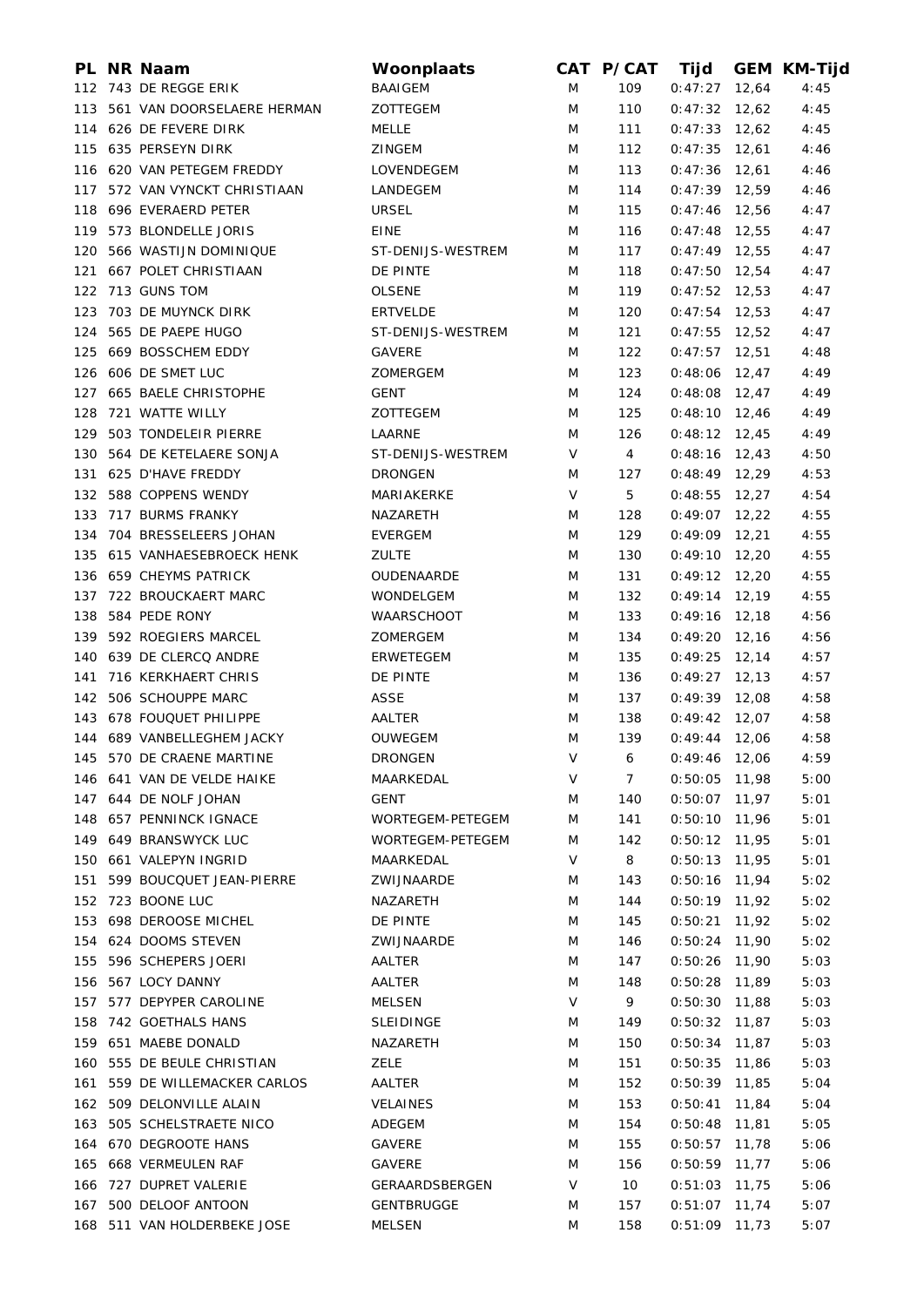| PL | NR | Naam | Woonplaats | CAT | P/CAT | Tijd | GEM | KM-Tijd |
|---|---|---|---|---|---|---|---|---|
| 112 | 743 | DE REGGE ERIK | BAAIGEM | M | 109 | 0:47:27 | 12,64 | 4:45 |
| 113 | 561 | VAN DOORSELAERE HERMAN | ZOTTEGEM | M | 110 | 0:47:32 | 12,62 | 4:45 |
| 114 | 626 | DE FEVERE DIRK | MELLE | M | 111 | 0:47:33 | 12,62 | 4:45 |
| 115 | 635 | PERSEYN DIRK | ZINGEM | M | 112 | 0:47:35 | 12,61 | 4:46 |
| 116 | 620 | VAN PETEGEM FREDDY | LOVENDEGEM | M | 113 | 0:47:36 | 12,61 | 4:46 |
| 117 | 572 | VAN VYNCKT CHRISTIAAN | LANDEGEM | M | 114 | 0:47:39 | 12,59 | 4:46 |
| 118 | 696 | EVERAERD PETER | URSEL | M | 115 | 0:47:46 | 12,56 | 4:47 |
| 119 | 573 | BLONDELLE JORIS | EINE | M | 116 | 0:47:48 | 12,55 | 4:47 |
| 120 | 566 | WASTIJN DOMINIQUE | ST-DENIJS-WESTREM | M | 117 | 0:47:49 | 12,55 | 4:47 |
| 121 | 667 | POLET CHRISTIAAN | DE PINTE | M | 118 | 0:47:50 | 12,54 | 4:47 |
| 122 | 713 | GUNS TOM | OLSENE | M | 119 | 0:47:52 | 12,53 | 4:47 |
| 123 | 703 | DE MUYNCK DIRK | ERTVELDE | M | 120 | 0:47:54 | 12,53 | 4:47 |
| 124 | 565 | DE PAEPE HUGO | ST-DENIJS-WESTREM | M | 121 | 0:47:55 | 12,52 | 4:47 |
| 125 | 669 | BOSSCHEM EDDY | GAVERE | M | 122 | 0:47:57 | 12,51 | 4:48 |
| 126 | 606 | DE SMET LUC | ZOMERGEM | M | 123 | 0:48:06 | 12,47 | 4:49 |
| 127 | 665 | BAELE CHRISTOPHE | GENT | M | 124 | 0:48:08 | 12,47 | 4:49 |
| 128 | 721 | WATTE WILLY | ZOTTEGEM | M | 125 | 0:48:10 | 12,46 | 4:49 |
| 129 | 503 | TONDELEIR PIERRE | LAARNE | M | 126 | 0:48:12 | 12,45 | 4:49 |
| 130 | 564 | DE KETELAERE SONJA | ST-DENIJS-WESTREM | V | 4 | 0:48:16 | 12,43 | 4:50 |
| 131 | 625 | D'HAVE FREDDY | DRONGEN | M | 127 | 0:48:49 | 12,29 | 4:53 |
| 132 | 588 | COPPENS WENDY | MARIAKERKE | V | 5 | 0:48:55 | 12,27 | 4:54 |
| 133 | 717 | BURMS FRANKY | NAZARETH | M | 128 | 0:49:07 | 12,22 | 4:55 |
| 134 | 704 | BRESSELEERS JOHAN | EVERGEM | M | 129 | 0:49:09 | 12,21 | 4:55 |
| 135 | 615 | VANHAESEBROECK HENK | ZULTE | M | 130 | 0:49:10 | 12,20 | 4:55 |
| 136 | 659 | CHEYMS PATRICK | OUDENAARDE | M | 131 | 0:49:12 | 12,20 | 4:55 |
| 137 | 722 | BROUCKAERT MARC | WONDELGEM | M | 132 | 0:49:14 | 12,19 | 4:55 |
| 138 | 584 | PEDE RONY | WAARSCHOOT | M | 133 | 0:49:16 | 12,18 | 4:56 |
| 139 | 592 | ROEGIERS MARCEL | ZOMERGEM | M | 134 | 0:49:20 | 12,16 | 4:56 |
| 140 | 639 | DE CLERCQ ANDRE | ERWETEGEM | M | 135 | 0:49:25 | 12,14 | 4:57 |
| 141 | 716 | KERKHAERT CHRIS | DE PINTE | M | 136 | 0:49:27 | 12,13 | 4:57 |
| 142 | 506 | SCHOUPPE MARC | ASSE | M | 137 | 0:49:39 | 12,08 | 4:58 |
| 143 | 678 | FOUQUET PHILIPPE | AALTER | M | 138 | 0:49:42 | 12,07 | 4:58 |
| 144 | 689 | VANBELLEGHEM JACKY | OUWEGEM | M | 139 | 0:49:44 | 12,06 | 4:58 |
| 145 | 570 | DE CRAENE MARTINE | DRONGEN | V | 6 | 0:49:46 | 12,06 | 4:59 |
| 146 | 641 | VAN DE VELDE HAIKE | MAARKEDAL | V | 7 | 0:50:05 | 11,98 | 5:00 |
| 147 | 644 | DE NOLF JOHAN | GENT | M | 140 | 0:50:07 | 11,97 | 5:01 |
| 148 | 657 | PENNINCK IGNACE | WORTEGEM-PETEGEM | M | 141 | 0:50:10 | 11,96 | 5:01 |
| 149 | 649 | BRANSWYCK LUC | WORTEGEM-PETEGEM | M | 142 | 0:50:12 | 11,95 | 5:01 |
| 150 | 661 | VALEPYN INGRID | MAARKEDAL | V | 8 | 0:50:13 | 11,95 | 5:01 |
| 151 | 599 | BOUCQUET JEAN-PIERRE | ZWIJNAARDE | M | 143 | 0:50:16 | 11,94 | 5:02 |
| 152 | 723 | BOONE LUC | NAZARETH | M | 144 | 0:50:19 | 11,92 | 5:02 |
| 153 | 698 | DEROOSE MICHEL | DE PINTE | M | 145 | 0:50:21 | 11,92 | 5:02 |
| 154 | 624 | DOOMS STEVEN | ZWIJNAARDE | M | 146 | 0:50:24 | 11,90 | 5:02 |
| 155 | 596 | SCHEPERS JOERI | AALTER | M | 147 | 0:50:26 | 11,90 | 5:03 |
| 156 | 567 | LOCY DANNY | AALTER | M | 148 | 0:50:28 | 11,89 | 5:03 |
| 157 | 577 | DEPYPER CAROLINE | MELSEN | V | 9 | 0:50:30 | 11,88 | 5:03 |
| 158 | 742 | GOETHALS HANS | SLEIDINGE | M | 149 | 0:50:32 | 11,87 | 5:03 |
| 159 | 651 | MAEBE DONALD | NAZARETH | M | 150 | 0:50:34 | 11,87 | 5:03 |
| 160 | 555 | DE BEULE CHRISTIAN | ZELE | M | 151 | 0:50:35 | 11,86 | 5:03 |
| 161 | 559 | DE WILLEMACKER CARLOS | AALTER | M | 152 | 0:50:39 | 11,85 | 5:04 |
| 162 | 509 | DELONVILLE ALAIN | VELAINES | M | 153 | 0:50:41 | 11,84 | 5:04 |
| 163 | 505 | SCHELSTRAETE NICO | ADEGEM | M | 154 | 0:50:48 | 11,81 | 5:05 |
| 164 | 670 | DEGROOTE HANS | GAVERE | M | 155 | 0:50:57 | 11,78 | 5:06 |
| 165 | 668 | VERMEULEN RAF | GAVERE | M | 156 | 0:50:59 | 11,77 | 5:06 |
| 166 | 727 | DUPRET VALERIE | GERAARDSBERGEN | V | 10 | 0:51:03 | 11,75 | 5:06 |
| 167 | 500 | DELOOF ANTOON | GENTBRUGGE | M | 157 | 0:51:07 | 11,74 | 5:07 |
| 168 | 511 | VAN HOLDERBEKE JOSE | MELSEN | M | 158 | 0:51:09 | 11,73 | 5:07 |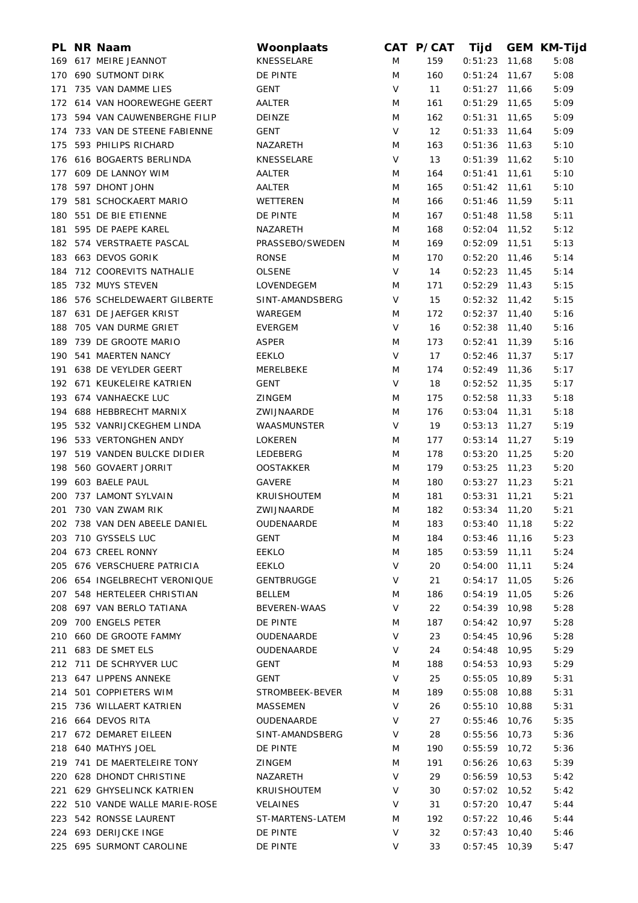| PL | NR | Naam | Woonplaats | CAT | P/CAT | Tijd | GEM | KM-Tijd |
|---|---|---|---|---|---|---|---|---|
| 169 | 617 | MEIRE JEANNOT | KNESSELARE | M | 159 | 0:51:23 | 11,68 | 5:08 |
| 170 | 690 | SUTMONT DIRK | DE PINTE | M | 160 | 0:51:24 | 11,67 | 5:08 |
| 171 | 735 | VAN DAMME LIES | GENT | V | 11 | 0:51:27 | 11,66 | 5:09 |
| 172 | 614 | VAN HOOREWEGHE GEERT | AALTER | M | 161 | 0:51:29 | 11,65 | 5:09 |
| 173 | 594 | VAN CAUWENBERGHE FILIP | DEINZE | M | 162 | 0:51:31 | 11,65 | 5:09 |
| 174 | 733 | VAN DE STEENE FABIENNE | GENT | V | 12 | 0:51:33 | 11,64 | 5:09 |
| 175 | 593 | PHILIPS RICHARD | NAZARETH | M | 163 | 0:51:36 | 11,63 | 5:10 |
| 176 | 616 | BOGAERTS BERLINDA | KNESSELARE | V | 13 | 0:51:39 | 11,62 | 5:10 |
| 177 | 609 | DE LANNOY WIM | AALTER | M | 164 | 0:51:41 | 11,61 | 5:10 |
| 178 | 597 | DHONT JOHN | AALTER | M | 165 | 0:51:42 | 11,61 | 5:10 |
| 179 | 581 | SCHOCKAERT MARIO | WETTEREN | M | 166 | 0:51:46 | 11,59 | 5:11 |
| 180 | 551 | DE BIE ETIENNE | DE PINTE | M | 167 | 0:51:48 | 11,58 | 5:11 |
| 181 | 595 | DE PAEPE KAREL | NAZARETH | M | 168 | 0:52:04 | 11,52 | 5:12 |
| 182 | 574 | VERSTRAETE PASCAL | PRASSEBO/SWEDEN | M | 169 | 0:52:09 | 11,51 | 5:13 |
| 183 | 663 | DEVOS GORIK | RONSE | M | 170 | 0:52:20 | 11,46 | 5:14 |
| 184 | 712 | COOREVITS NATHALIE | OLSENE | V | 14 | 0:52:23 | 11,45 | 5:14 |
| 185 | 732 | MUYS STEVEN | LOVENDEGEM | M | 171 | 0:52:29 | 11,43 | 5:15 |
| 186 | 576 | SCHELDEWAERT GILBERTE | SINT-AMANDSBERG | V | 15 | 0:52:32 | 11,42 | 5:15 |
| 187 | 631 | DE JAEFGER KRIST | WAREGEM | M | 172 | 0:52:37 | 11,40 | 5:16 |
| 188 | 705 | VAN DURME GRIET | EVERGEM | V | 16 | 0:52:38 | 11,40 | 5:16 |
| 189 | 739 | DE GROOTE MARIO | ASPER | M | 173 | 0:52:41 | 11,39 | 5:16 |
| 190 | 541 | MAERTEN NANCY | EEKLO | V | 17 | 0:52:46 | 11,37 | 5:17 |
| 191 | 638 | DE VEYLDER GEERT | MERELBEKE | M | 174 | 0:52:49 | 11,36 | 5:17 |
| 192 | 671 | KEUKELEIRE KATRIEN | GENT | V | 18 | 0:52:52 | 11,35 | 5:17 |
| 193 | 674 | VANHAECKE LUC | ZINGEM | M | 175 | 0:52:58 | 11,33 | 5:18 |
| 194 | 688 | HEBBRECHT MARNIX | ZWIJNAARDE | M | 176 | 0:53:04 | 11,31 | 5:18 |
| 195 | 532 | VANRIJCKEGHEM LINDA | WAASMUNSTER | V | 19 | 0:53:13 | 11,27 | 5:19 |
| 196 | 533 | VERTONGHEN ANDY | LOKEREN | M | 177 | 0:53:14 | 11,27 | 5:19 |
| 197 | 519 | VANDEN BULCKE DIDIER | LEDEBERG | M | 178 | 0:53:20 | 11,25 | 5:20 |
| 198 | 560 | GOVAERT JORRIT | OOSTAKKER | M | 179 | 0:53:25 | 11,23 | 5:20 |
| 199 | 603 | BAELE PAUL | GAVERE | M | 180 | 0:53:27 | 11,23 | 5:21 |
| 200 | 737 | LAMONT SYLVAIN | KRUISHOUTEM | M | 181 | 0:53:31 | 11,21 | 5:21 |
| 201 | 730 | VAN ZWAM RIK | ZWIJNAARDE | M | 182 | 0:53:34 | 11,20 | 5:21 |
| 202 | 738 | VAN DEN ABEELE DANIEL | OUDENAARDE | M | 183 | 0:53:40 | 11,18 | 5:22 |
| 203 | 710 | GYSSELS LUC | GENT | M | 184 | 0:53:46 | 11,16 | 5:23 |
| 204 | 673 | CREEL RONNY | EEKLO | M | 185 | 0:53:59 | 11,11 | 5:24 |
| 205 | 676 | VERSCHUERE PATRICIA | EEKLO | V | 20 | 0:54:00 | 11,11 | 5:24 |
| 206 | 654 | INGELBRECHT VERONIQUE | GENTBRUGGE | V | 21 | 0:54:17 | 11,05 | 5:26 |
| 207 | 548 | HERTELEER CHRISTIAN | BELLEM | M | 186 | 0:54:19 | 11,05 | 5:26 |
| 208 | 697 | VAN BERLO TATIANA | BEVEREN-WAAS | V | 22 | 0:54:39 | 10,98 | 5:28 |
| 209 | 700 | ENGELS PETER | DE PINTE | M | 187 | 0:54:42 | 10,97 | 5:28 |
| 210 | 660 | DE GROOTE FAMMY | OUDENAARDE | V | 23 | 0:54:45 | 10,96 | 5:28 |
| 211 | 683 | DE SMET ELS | OUDENAARDE | V | 24 | 0:54:48 | 10,95 | 5:29 |
| 212 | 711 | DE SCHRYVER LUC | GENT | M | 188 | 0:54:53 | 10,93 | 5:29 |
| 213 | 647 | LIPPENS ANNEKE | GENT | V | 25 | 0:55:05 | 10,89 | 5:31 |
| 214 | 501 | COPPIETERS WIM | STROMBEEK-BEVER | M | 189 | 0:55:08 | 10,88 | 5:31 |
| 215 | 736 | WILLAERT KATRIEN | MASSEMEN | V | 26 | 0:55:10 | 10,88 | 5:31 |
| 216 | 664 | DEVOS RITA | OUDENAARDE | V | 27 | 0:55:46 | 10,76 | 5:35 |
| 217 | 672 | DEMARET EILEEN | SINT-AMANDSBERG | V | 28 | 0:55:56 | 10,73 | 5:36 |
| 218 | 640 | MATHYS JOEL | DE PINTE | M | 190 | 0:55:59 | 10,72 | 5:36 |
| 219 | 741 | DE MAERTELEIRE TONY | ZINGEM | M | 191 | 0:56:26 | 10,63 | 5:39 |
| 220 | 628 | DHONDT CHRISTINE | NAZARETH | V | 29 | 0:56:59 | 10,53 | 5:42 |
| 221 | 629 | GHYSELINCK KATRIEN | KRUISHOUTEM | V | 30 | 0:57:02 | 10,52 | 5:42 |
| 222 | 510 | VANDE WALLE MARIE-ROSE | VELAINES | V | 31 | 0:57:20 | 10,47 | 5:44 |
| 223 | 542 | RONSSE LAURENT | ST-MARTENS-LATEM | M | 192 | 0:57:22 | 10,46 | 5:44 |
| 224 | 693 | DERIJCKE INGE | DE PINTE | V | 32 | 0:57:43 | 10,40 | 5:46 |
| 225 | 695 | SURMONT CAROLINE | DE PINTE | V | 33 | 0:57:45 | 10,39 | 5:47 |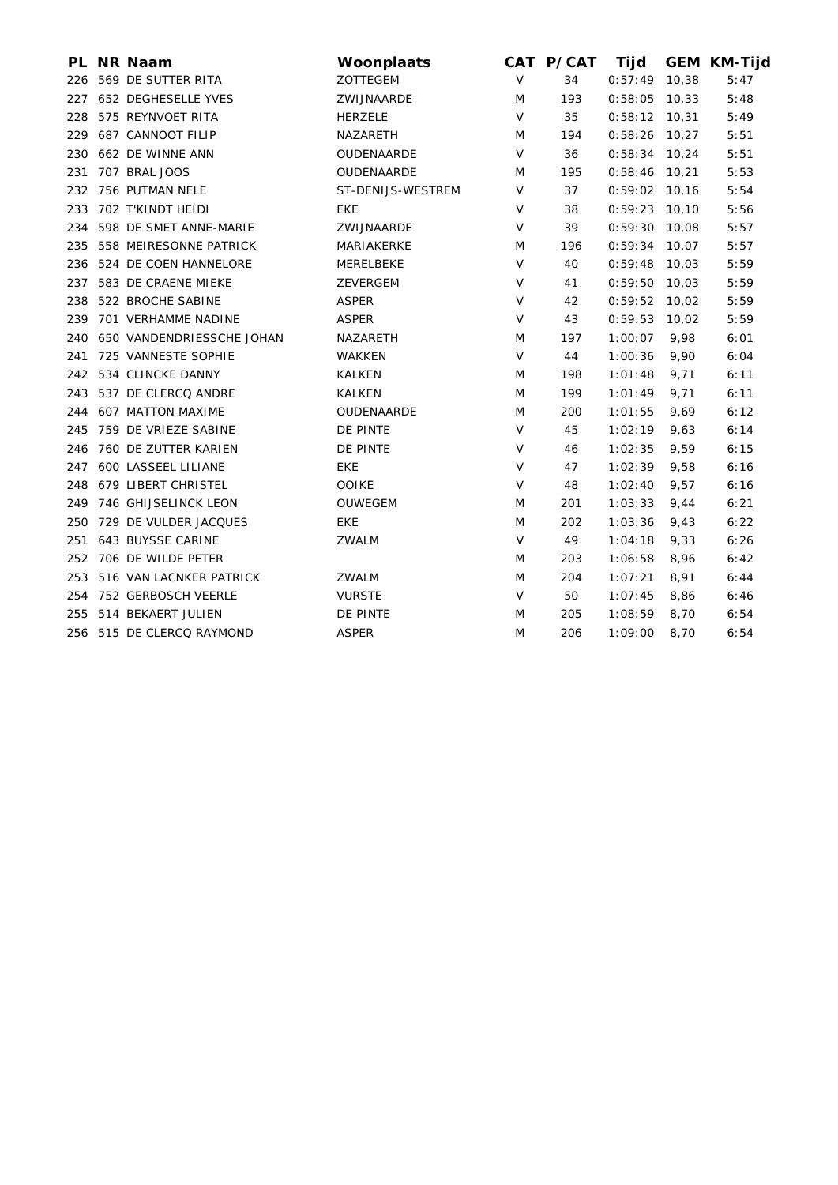| PL | NR | Naam | Woonplaats | CAT | P/CAT | Tijd | GEM | KM-Tijd |
|---|---|---|---|---|---|---|---|---|
| 226 | 569 | DE SUTTER RITA | ZOTTEGEM | V | 34 | 0:57:49 | 10,38 | 5:47 |
| 227 | 652 | DEGHESELLE YVES | ZWIJNAARDE | M | 193 | 0:58:05 | 10,33 | 5:48 |
| 228 | 575 | REYNVOET RITA | HERZELE | V | 35 | 0:58:12 | 10,31 | 5:49 |
| 229 | 687 | CANNOOT FILIP | NAZARETH | M | 194 | 0:58:26 | 10,27 | 5:51 |
| 230 | 662 | DE WINNE ANN | OUDENAARDE | V | 36 | 0:58:34 | 10,24 | 5:51 |
| 231 | 707 | BRAL JOOS | OUDENAARDE | M | 195 | 0:58:46 | 10,21 | 5:53 |
| 232 | 756 | PUTMAN NELE | ST-DENIJS-WESTREM | V | 37 | 0:59:02 | 10,16 | 5:54 |
| 233 | 702 | T'KINDT HEIDI | EKE | V | 38 | 0:59:23 | 10,10 | 5:56 |
| 234 | 598 | DE SMET ANNE-MARIE | ZWIJNAARDE | V | 39 | 0:59:30 | 10,08 | 5:57 |
| 235 | 558 | MEIRESONNE PATRICK | MARIAKERKE | M | 196 | 0:59:34 | 10,07 | 5:57 |
| 236 | 524 | DE COEN HANNELORE | MERELBEKE | V | 40 | 0:59:48 | 10,03 | 5:59 |
| 237 | 583 | DE CRAENE MIEKE | ZEVERGEM | V | 41 | 0:59:50 | 10,03 | 5:59 |
| 238 | 522 | BROCHE SABINE | ASPER | V | 42 | 0:59:52 | 10,02 | 5:59 |
| 239 | 701 | VERHAMME NADINE | ASPER | V | 43 | 0:59:53 | 10,02 | 5:59 |
| 240 | 650 | VANDENDRIESSCHE JOHAN | NAZARETH | M | 197 | 1:00:07 | 9,98 | 6:01 |
| 241 | 725 | VANNESTE SOPHIE | WAKKEN | V | 44 | 1:00:36 | 9,90 | 6:04 |
| 242 | 534 | CLINCKE DANNY | KALKEN | M | 198 | 1:01:48 | 9,71 | 6:11 |
| 243 | 537 | DE CLERCQ ANDRE | KALKEN | M | 199 | 1:01:49 | 9,71 | 6:11 |
| 244 | 607 | MATTON MAXIME | OUDENAARDE | M | 200 | 1:01:55 | 9,69 | 6:12 |
| 245 | 759 | DE VRIEZE SABINE | DE PINTE | V | 45 | 1:02:19 | 9,63 | 6:14 |
| 246 | 760 | DE ZUTTER KARIEN | DE PINTE | V | 46 | 1:02:35 | 9,59 | 6:15 |
| 247 | 600 | LASSEEL LILIANE | EKE | V | 47 | 1:02:39 | 9,58 | 6:16 |
| 248 | 679 | LIBERT CHRISTEL | OOIKE | V | 48 | 1:02:40 | 9,57 | 6:16 |
| 249 | 746 | GHIJSELINCK LEON | OUWEGEM | M | 201 | 1:03:33 | 9,44 | 6:21 |
| 250 | 729 | DE VULDER JACQUES | EKE | M | 202 | 1:03:36 | 9,43 | 6:22 |
| 251 | 643 | BUYSSE CARINE | ZWALM | V | 49 | 1:04:18 | 9,33 | 6:26 |
| 252 | 706 | DE WILDE PETER | | M | 203 | 1:06:58 | 8,96 | 6:42 |
| 253 | 516 | VAN LACNKER PATRICK | ZWALM | M | 204 | 1:07:21 | 8,91 | 6:44 |
| 254 | 752 | GERBOSCH VEERLE | VURSTE | V | 50 | 1:07:45 | 8,86 | 6:46 |
| 255 | 514 | BEKAERT JULIEN | DE PINTE | M | 205 | 1:08:59 | 8,70 | 6:54 |
| 256 | 515 | DE CLERCQ RAYMOND | ASPER | M | 206 | 1:09:00 | 8,70 | 6:54 |